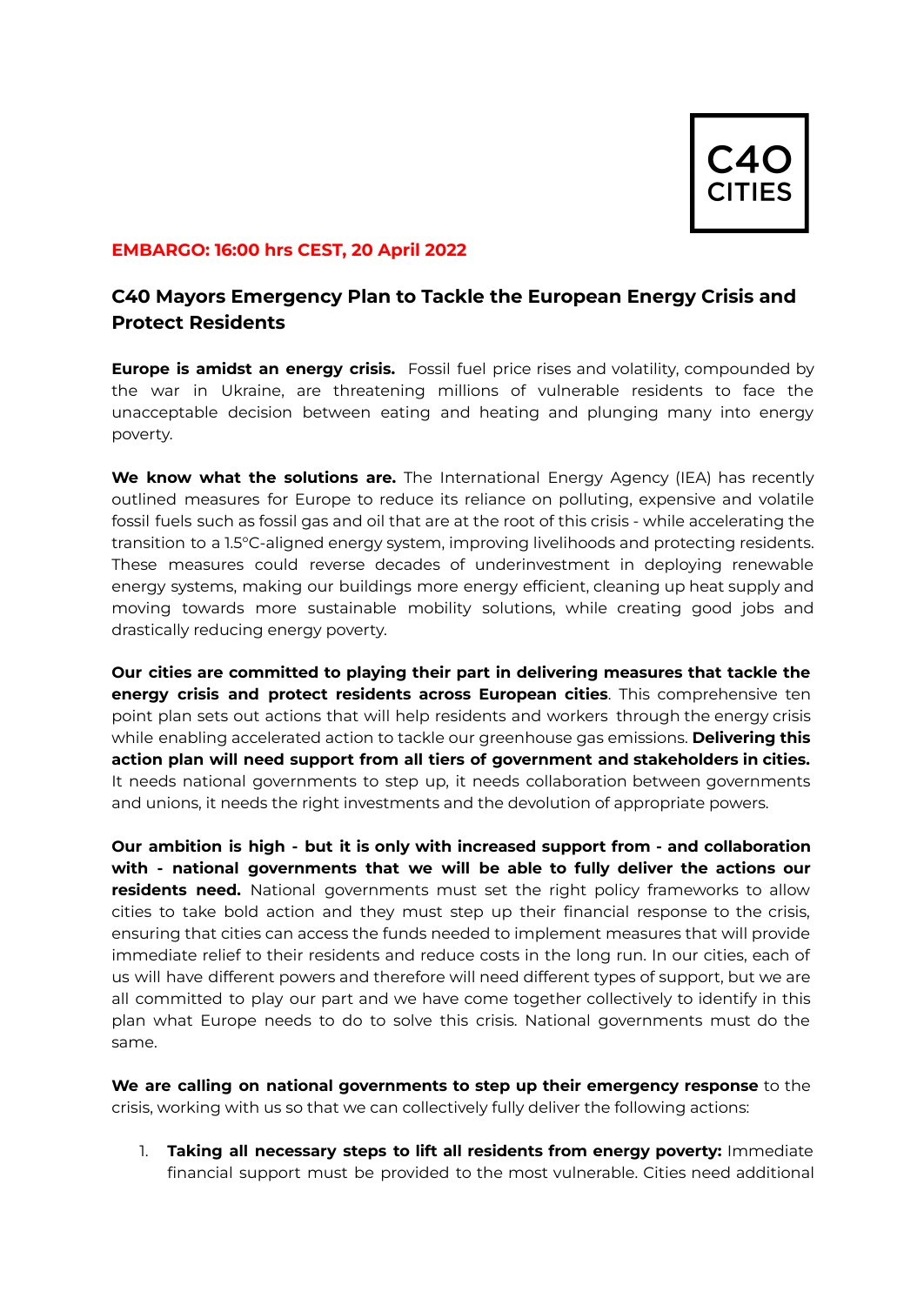C40 CITIES

**EMBARGO: 16:00 hrs CEST, 20 April 2022**

## C40 Mayors Emergency Plan to Tackle the European Energy Crisis and Protect Residents

**Europe is amidst an energy crisis.** Fossil fuel price rises and volatility, compounded by the war in Ukraine, are threatening millions of vulnerable residents to face the unacceptable decision between eating and heating and plunging many into energy poverty.

**We know what the solutions are.** The International Energy Agency (IEA) has recently outlined measures for Europe to reduce its reliance on polluting, expensive and volatile fossil fuels such as fossil gas and oil that are at the root of this crisis - while accelerating the transition to a 1.5°C-aligned energy system, improving livelihoods and protecting residents. These measures could reverse decades of underinvestment in deploying renewable energy systems, making our buildings more energy efficient, cleaning up heat supply and moving towards more sustainable mobility solutions, while creating good jobs and drastically reducing energy poverty.

**Our cities are committed to playing their part in delivering measures that tackle the energy crisis and protect residents across European cities**. This comprehensive ten point plan sets out actions that will help residents and workers through the energy crisis while enabling accelerated action to tackle our greenhouse gas emissions. **Delivering this action plan will need support from all tiers of government and stakeholders in cities.** It needs national governments to step up, it needs collaboration between governments and unions, it needs the right investments and the devolution of appropriate powers.

**Our ambition is high - but it is only with increased support from - and collaboration with - national governments that we will be able to fully deliver the actions our residents need.** National governments must set the right policy frameworks to allow cities to take bold action and they must step up their financial response to the crisis, ensuring that cities can access the funds needed to implement measures that will provide immediate relief to their residents and reduce costs in the long run. In our cities, each of us will have different powers and therefore will need different types of support, but we are all committed to play our part and we have come together collectively to identify in this plan what Europe needs to do to solve this crisis. National governments must do the same.

**We are calling on national governments to step up their emergency response** to the crisis, working with us so that we can collectively fully deliver the following actions:

1. **Taking all necessary steps to lift all residents from energy poverty:** Immediate financial support must be provided to the most vulnerable. Cities need additional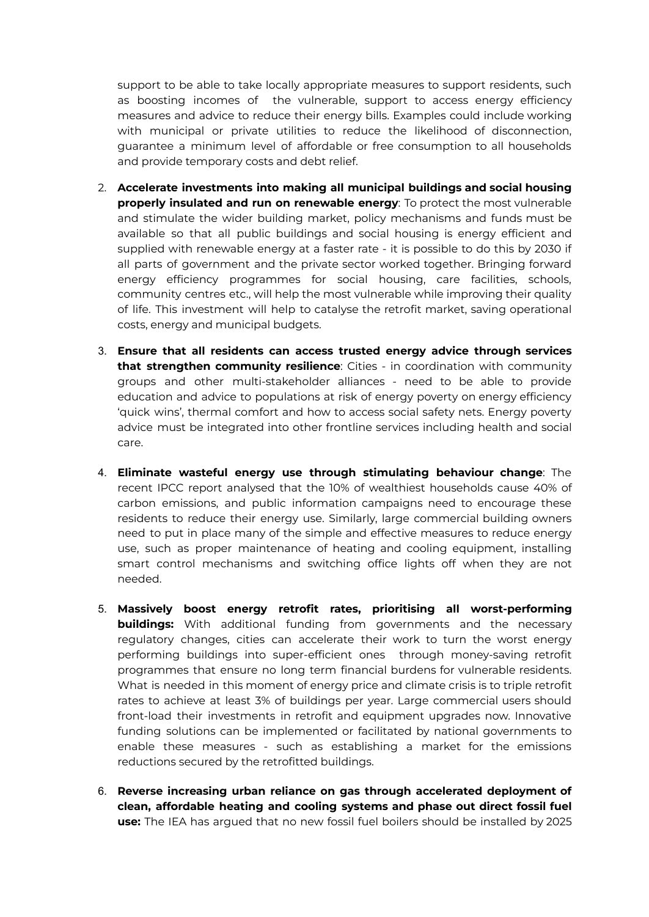support to be able to take locally appropriate measures to support residents, such as boosting incomes of the vulnerable, support to access energy efficiency measures and advice to reduce their energy bills. Examples could include working with municipal or private utilities to reduce the likelihood of disconnection, guarantee a minimum level of affordable or free consumption to all households and provide temporary costs and debt relief.

2. **Accelerate investments into making all municipal buildings and social housing properly insulated and run on renewable energy**: To protect the most vulnerable and stimulate the wider building market, policy mechanisms and funds must be available so that all public buildings and social housing is energy efficient and supplied with renewable energy at a faster rate - it is possible to do this by 2030 if all parts of government and the private sector worked together. Bringing forward energy efficiency programmes for social housing, care facilities, schools, community centres etc., will help the most vulnerable while improving their quality of life. This investment will help to catalyse the retrofit market, saving operational costs, energy and municipal budgets.

3. **Ensure that all residents can access trusted energy advice through services that strengthen community resilience**: Cities - in coordination with community groups and other multi-stakeholder alliances - need to be able to provide education and advice to populations at risk of energy poverty on energy efficiency 'quick wins', thermal comfort and how to access social safety nets. Energy poverty advice must be integrated into other frontline services including health and social care.

4. **Eliminate wasteful energy use through stimulating behaviour change**: The recent IPCC report analysed that the 10% of wealthiest households cause 40% of carbon emissions, and public information campaigns need to encourage these residents to reduce their energy use. Similarly, large commercial building owners need to put in place many of the simple and effective measures to reduce energy use, such as proper maintenance of heating and cooling equipment, installing smart control mechanisms and switching office lights off when they are not needed.

5. **Massively boost energy retrofit rates, prioritising all worst-performing buildings:** With additional funding from governments and the necessary regulatory changes, cities can accelerate their work to turn the worst energy performing buildings into super-efficient ones through money-saving retrofit programmes that ensure no long term financial burdens for vulnerable residents. What is needed in this moment of energy price and climate crisis is to triple retrofit rates to achieve at least 3% of buildings per year. Large commercial users should front-load their investments in retrofit and equipment upgrades now. Innovative funding solutions can be implemented or facilitated by national governments to enable these measures - such as establishing a market for the emissions reductions secured by the retrofitted buildings.

6. **Reverse increasing urban reliance on gas through accelerated deployment of clean, affordable heating and cooling systems and phase out direct fossil fuel use:** The IEA has argued that no new fossil fuel boilers should be installed by 2025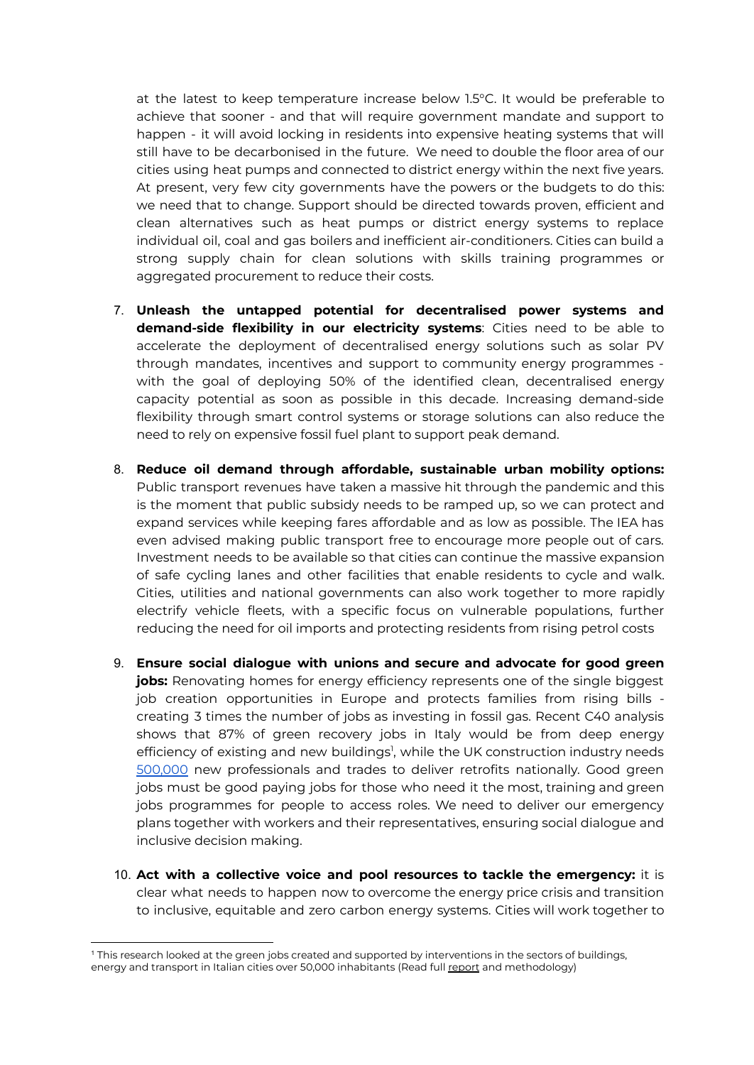at the latest to keep temperature increase below 1.5°C. It would be preferable to achieve that sooner - and that will require government mandate and support to happen - it will avoid locking in residents into expensive heating systems that will still have to be decarbonised in the future. We need to double the floor area of our cities using heat pumps and connected to district energy within the next five years. At present, very few city governments have the powers or the budgets to do this: we need that to change. Support should be directed towards proven, efficient and clean alternatives such as heat pumps or district energy systems to replace individual oil, coal and gas boilers and inefficient air-conditioners. Cities can build a strong supply chain for clean solutions with skills training programmes or aggregated procurement to reduce their costs.

7. **Unleash the untapped potential for decentralised power systems and demand-side flexibility in our electricity systems**: Cities need to be able to accelerate the deployment of decentralised energy solutions such as solar PV through mandates, incentives and support to community energy programmes - with the goal of deploying 50% of the identified clean, decentralised energy capacity potential as soon as possible in this decade. Increasing demand-side flexibility through smart control systems or storage solutions can also reduce the need to rely on expensive fossil fuel plant to support peak demand.

8. **Reduce oil demand through affordable, sustainable urban mobility options:** Public transport revenues have taken a massive hit through the pandemic and this is the moment that public subsidy needs to be ramped up, so we can protect and expand services while keeping fares affordable and as low as possible. The IEA has even advised making public transport free to encourage more people out of cars. Investment needs to be available so that cities can continue the massive expansion of safe cycling lanes and other facilities that enable residents to cycle and walk. Cities, utilities and national governments can also work together to more rapidly electrify vehicle fleets, with a specific focus on vulnerable populations, further reducing the need for oil imports and protecting residents from rising petrol costs

9. **Ensure social dialogue with unions and secure and advocate for good green jobs:** Renovating homes for energy efficiency represents one of the single biggest job creation opportunities in Europe and protects families from rising bills - creating 3 times the number of jobs as investing in fossil gas. Recent C40 analysis shows that 87% of green recovery jobs in Italy would be from deep energy efficiency of existing and new buildings[1], while the UK construction industry needs 500,000 new professionals and trades to deliver retrofits nationally. Good green jobs must be good paying jobs for those who need it the most, training and green jobs programmes for people to access roles. We need to deliver our emergency plans together with workers and their representatives, ensuring social dialogue and inclusive decision making.

10. **Act with a collective voice and pool resources to tackle the emergency:** it is clear what needs to happen now to overcome the energy price crisis and transition to inclusive, equitable and zero carbon energy systems. Cities will work together to

---

[1] This research looked at the green jobs created and supported by interventions in the sectors of buildings, energy and transport in Italian cities over 50,000 inhabitants (Read full report and methodology)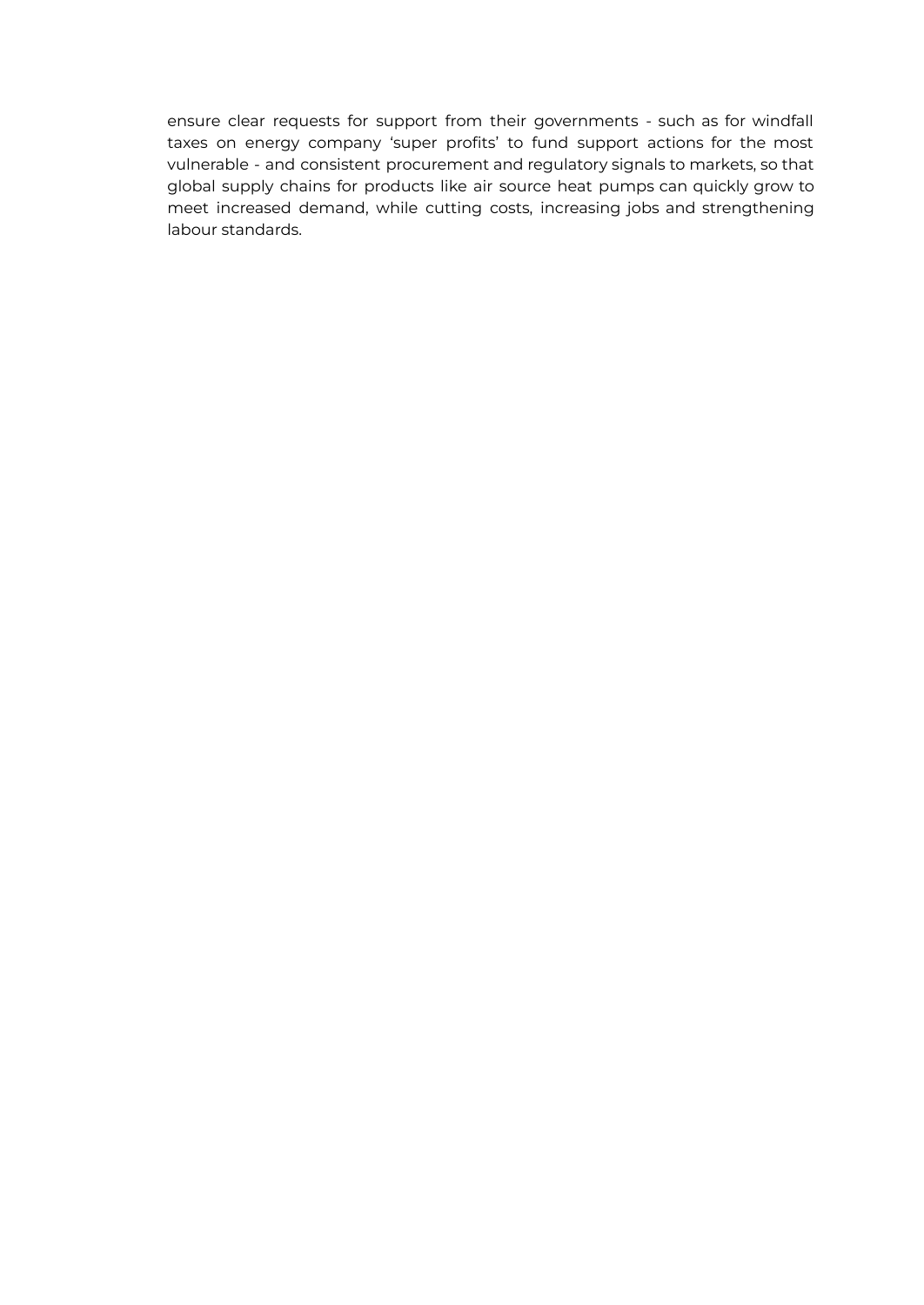ensure clear requests for support from their governments - such as for windfall taxes on energy company 'super profits' to fund support actions for the most vulnerable - and consistent procurement and regulatory signals to markets, so that global supply chains for products like air source heat pumps can quickly grow to meet increased demand, while cutting costs, increasing jobs and strengthening labour standards.